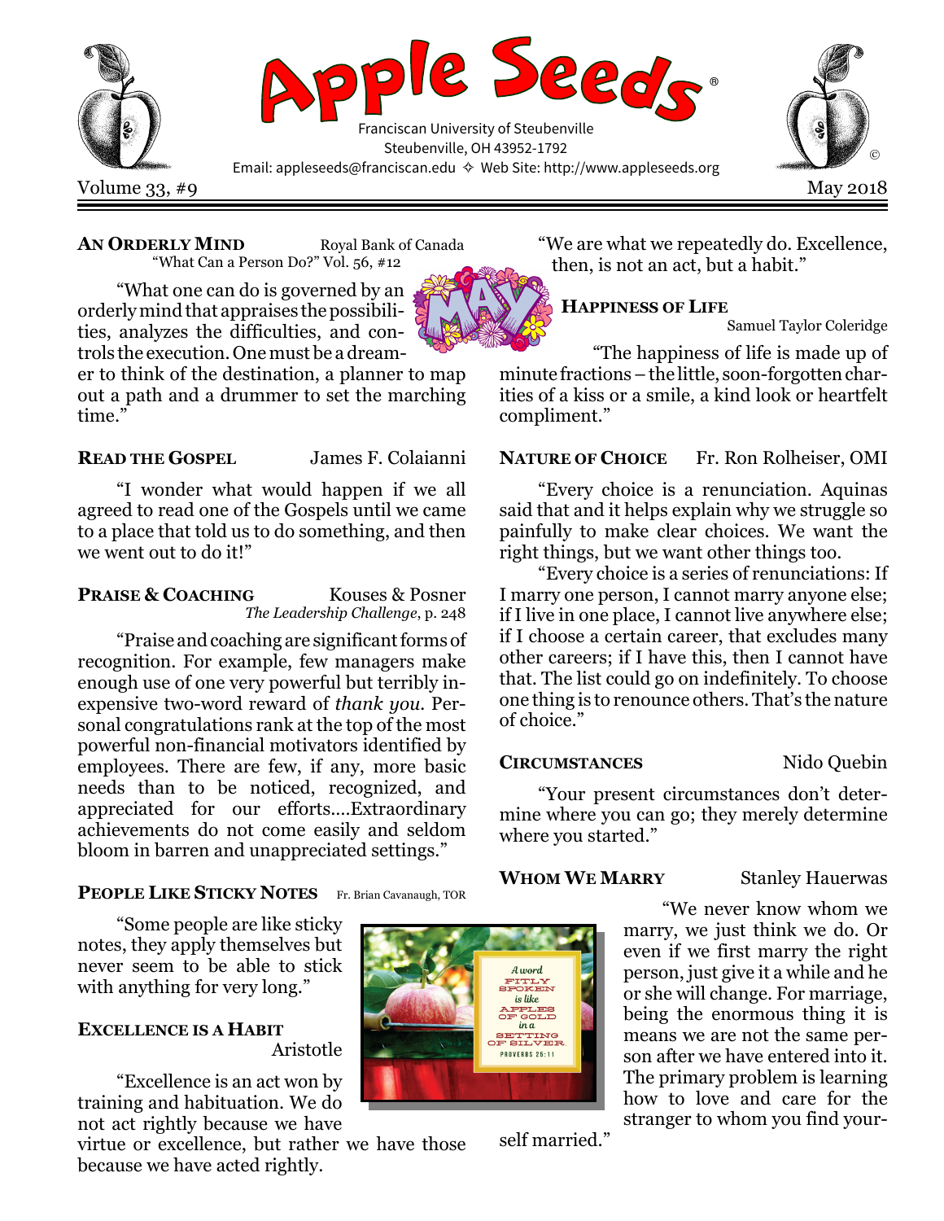# Apple Seeds®

Franciscan University of Steubenville
Steubenville, OH 43952-1792
Email: appleseeds@franciscan.edu ✧ Web Site: http://www.appleseeds.org

Volume 33, #9 — May 2018

---

**AN ORDERLY MIND** — Royal Bank of Canada
"What Can a Person Do?" Vol. 56, #12

"What one can do is governed by an orderly mind that appraises the possibilities, analyzes the difficulties, and controls the execution. One must be a dreamer to think of the destination, a planner to map out a path and a drummer to set the marching time."

**READ THE GOSPEL** — James F. Colaianni

"I wonder what would happen if we all agreed to read one of the Gospels until we came to a place that told us to do something, and then we went out to do it!"

**PRAISE & COACHING** — Kouses & Posner
*The Leadership Challenge*, p. 248

"Praise and coaching are significant forms of recognition. For example, few managers make enough use of one very powerful but terribly inexpensive two-word reward of *thank you.* Personal congratulations rank at the top of the most powerful non-financial motivators identified by employees. There are few, if any, more basic needs than to be noticed, recognized, and appreciated for our efforts....Extraordinary achievements do not come easily and seldom bloom in barren and unappreciated settings."

**PEOPLE LIKE STICKY NOTES** — Fr. Brian Cavanaugh, TOR

"Some people are like sticky notes, they apply themselves but never seem to be able to stick with anything for very long."

**EXCELLENCE IS A HABIT** — Aristotle

"Excellence is an act won by training and habituation. We do not act rightly because we have virtue or excellence, but rather we have those because we have acted rightly.

"We are what we repeatedly do. Excellence, then, is not an act, but a habit."

**HAPPINESS OF LIFE** — Samuel Taylor Coleridge

"The happiness of life is made up of minute fractions – the little, soon-forgotten charities of a kiss or a smile, a kind look or heartfelt compliment."

**NATURE OF CHOICE** — Fr. Ron Rolheiser, OMI

"Every choice is a renunciation. Aquinas said that and it helps explain why we struggle so painfully to make clear choices. We want the right things, but we want other things too.

"Every choice is a series of renunciations: If I marry one person, I cannot marry anyone else; if I live in one place, I cannot live anywhere else; if I choose a certain career, that excludes many other careers; if I have this, then I cannot have that. The list could go on indefinitely. To choose one thing is to renounce others. That's the nature of choice."

**CIRCUMSTANCES** — Nido Quebin

"Your present circumstances don't determine where you can go; they merely determine where you started."

**WHOM WE MARRY** — Stanley Hauerwas

"We never know whom we marry, we just think we do. Or even if we first marry the right person, just give it a while and he or she will change. For marriage, being the enormous thing it is means we are not the same person after we have entered into it. The primary problem is learning how to love and care for the stranger to whom you find yourself married."

A word fitly spoken is like apples of gold in a setting of silver. PROVERBS 25:11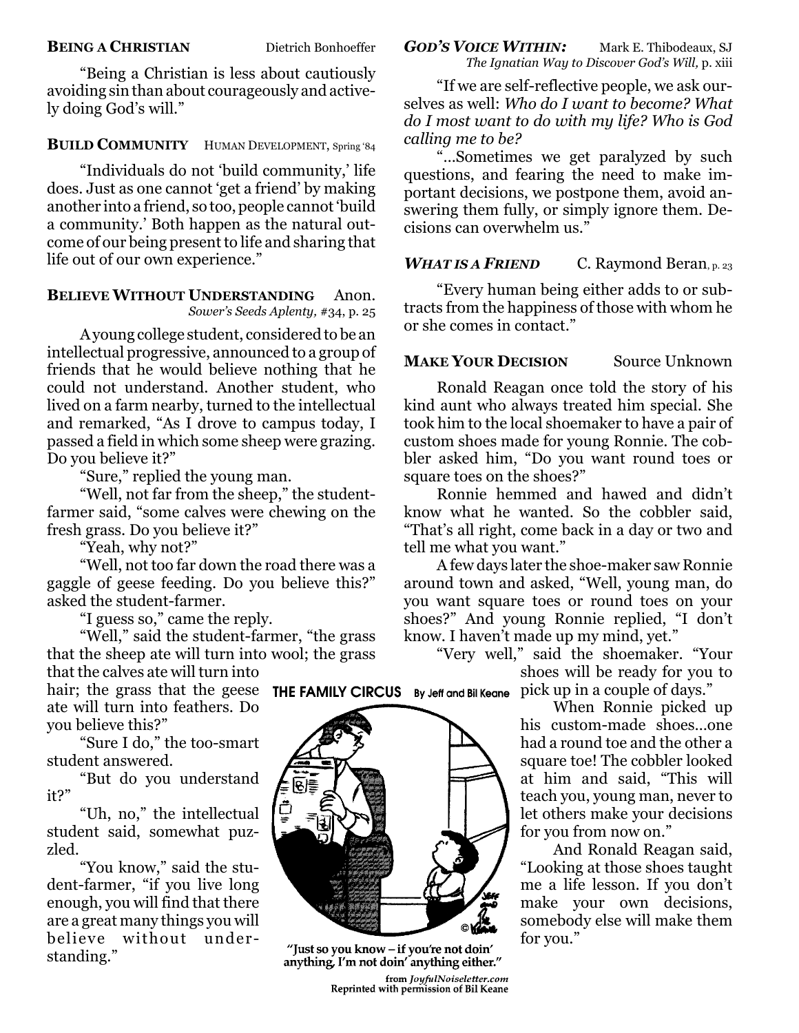**BEING A CHRISTIAN** Dietrich Bonhoeffer

"Being a Christian is less about cautiously avoiding sin than about courageously and actively doing God's will."

**BUILD COMMUNITY** HUMAN DEVELOPMENT, Spring '84

"Individuals do not 'build community,' life does. Just as one cannot 'get a friend' by making another into a friend, so too, people cannot 'build a community.' Both happen as the natural outcome of our being present to life and sharing that life out of our own experience."

**BELIEVE WITHOUT UNDERSTANDING** Anon.
*Sower's Seeds Aplenty,* #34, p. 25

A young college student, considered to be an intellectual progressive, announced to a group of friends that he would believe nothing that he could not understand. Another student, who lived on a farm nearby, turned to the intellectual and remarked, "As I drove to campus today, I passed a field in which some sheep were grazing. Do you believe it?"

"Sure," replied the young man.

"Well, not far from the sheep," the student-farmer said, "some calves were chewing on the fresh grass. Do you believe it?"

"Yeah, why not?"

"Well, not too far down the road there was a gaggle of geese feeding. Do you believe this?" asked the student-farmer.

"I guess so," came the reply.

"Well," said the student-farmer, "the grass that the sheep ate will turn into wool; the grass that the calves ate will turn into hair; the grass that the geese ate will turn into feathers. Do you believe this?"

"Sure I do," the too-smart student answered.

"But do you understand it?"

"Uh, no," the intellectual student said, somewhat puzzled.

"You know," said the student-farmer, "if you live long enough, you will find that there are a great many things you will believe without understanding."

**THE FAMILY CIRCUS** By Jeff and Bil Keane

"Just so you know – if you're not doin' anything, I'm not doin' anything either."

from *JoyfulNoiseletter.com*
Reprinted with permission of Bil Keane

***GOD'S VOICE WITHIN:*** Mark E. Thibodeaux, SJ
*The Ignatian Way to Discover God's Will,* p. xiii

"If we are self-reflective people, we ask ourselves as well: *Who do I want to become? What do I most want to do with my life? Who is God calling me to be?*

"...Sometimes we get paralyzed by such questions, and fearing the need to make important decisions, we postpone them, avoid answering them fully, or simply ignore them. Decisions can overwhelm us."

***WHAT IS A FRIEND*** C. Raymond Beran, p. 23

"Every human being either adds to or subtracts from the happiness of those with whom he or she comes in contact."

**MAKE YOUR DECISION** Source Unknown

Ronald Reagan once told the story of his kind aunt who always treated him special. She took him to the local shoemaker to have a pair of custom shoes made for young Ronnie. The cobbler asked him, "Do you want round toes or square toes on the shoes?"

Ronnie hemmed and hawed and didn't know what he wanted. So the cobbler said, "That's all right, come back in a day or two and tell me what you want."

A few days later the shoe-maker saw Ronnie around town and asked, "Well, young man, do you want square toes or round toes on your shoes?" And young Ronnie replied, "I don't know. I haven't made up my mind, yet."

"Very well," said the shoemaker. "Your shoes will be ready for you to pick up in a couple of days."

When Ronnie picked up his custom-made shoes...one had a round toe and the other a square toe! The cobbler looked at him and said, "This will teach you, young man, never to let others make your decisions for you from now on."

And Ronald Reagan said, "Looking at those shoes taught me a life lesson. If you don't make your own decisions, somebody else will make them for you."